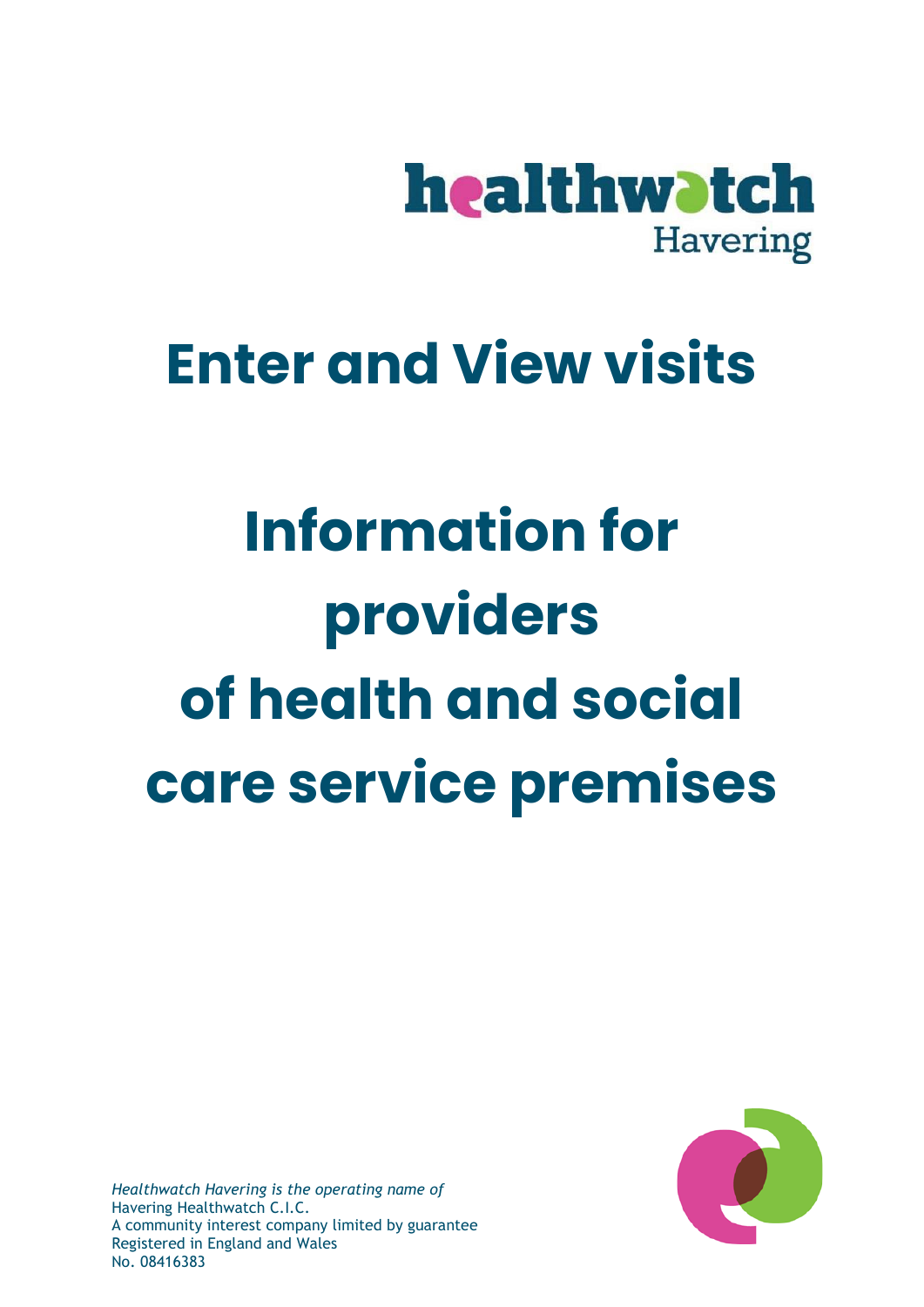healthwatch Havering

# Enter and View visits

# Information for providers of health and social care service premises

*Healthwatch Havering is the operating name of*
Havering Healthwatch C.I.C.
A community interest company limited by guarantee
Registered in England and Wales
No. 08416383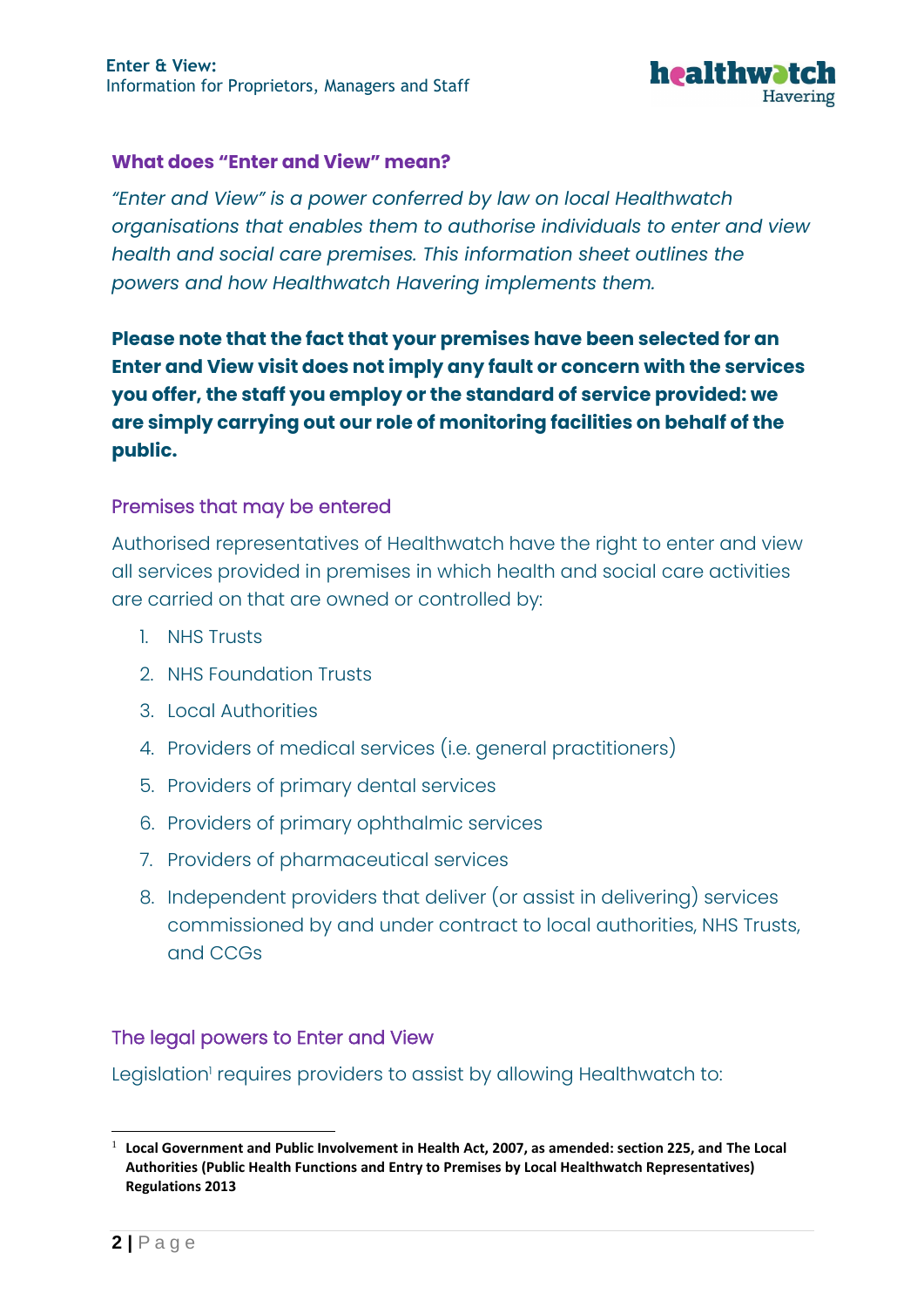## What does "Enter and View" mean?

*"Enter and View" is a power conferred by law on local Healthwatch organisations that enables them to authorise individuals to enter and view health and social care premises. This information sheet outlines the powers and how Healthwatch Havering implements them.*

**Please note that the fact that your premises have been selected for an Enter and View visit does not imply any fault or concern with the services you offer, the staff you employ or the standard of service provided: we are simply carrying out our role of monitoring facilities on behalf of the public.**

### Premises that may be entered

Authorised representatives of Healthwatch have the right to enter and view all services provided in premises in which health and social care activities are carried on that are owned or controlled by:

1. NHS Trusts
2. NHS Foundation Trusts
3. Local Authorities
4. Providers of medical services (i.e. general practitioners)
5. Providers of primary dental services
6. Providers of primary ophthalmic services
7. Providers of pharmaceutical services
8. Independent providers that deliver (or assist in delivering) services commissioned by and under contract to local authorities, NHS Trusts, and CCGs

### The legal powers to Enter and View

Legislation[1] requires providers to assist by allowing Healthwatch to:

---

[1] **Local Government and Public Involvement in Health Act, 2007, as amended: section 225, and The Local Authorities (Public Health Functions and Entry to Premises by Local Healthwatch Representatives) Regulations 2013**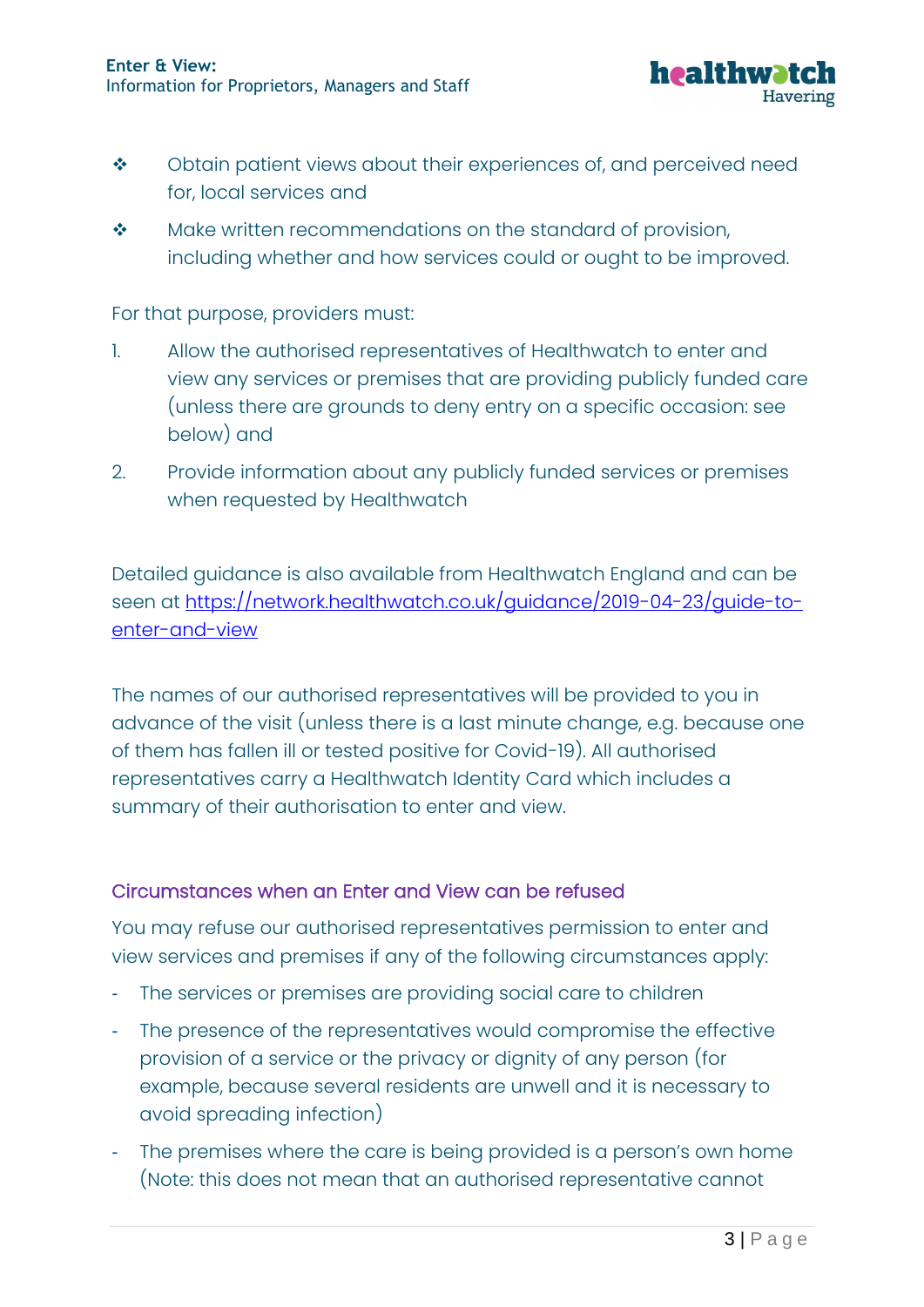- Obtain patient views about their experiences of, and perceived need for, local services and
- Make written recommendations on the standard of provision, including whether and how services could or ought to be improved.

For that purpose, providers must:

1. Allow the authorised representatives of Healthwatch to enter and view any services or premises that are providing publicly funded care (unless there are grounds to deny entry on a specific occasion: see below) and
2. Provide information about any publicly funded services or premises when requested by Healthwatch

Detailed guidance is also available from Healthwatch England and can be seen at https://network.healthwatch.co.uk/guidance/2019-04-23/guide-to-enter-and-view

The names of our authorised representatives will be provided to you in advance of the visit (unless there is a last minute change, e.g. because one of them has fallen ill or tested positive for Covid-19). All authorised representatives carry a Healthwatch Identity Card which includes a summary of their authorisation to enter and view.

## Circumstances when an Enter and View can be refused

You may refuse our authorised representatives permission to enter and view services and premises if any of the following circumstances apply:

- The services or premises are providing social care to children
- The presence of the representatives would compromise the effective provision of a service or the privacy or dignity of any person (for example, because several residents are unwell and it is necessary to avoid spreading infection)
- The premises where the care is being provided is a person's own home (Note: this does not mean that an authorised representative cannot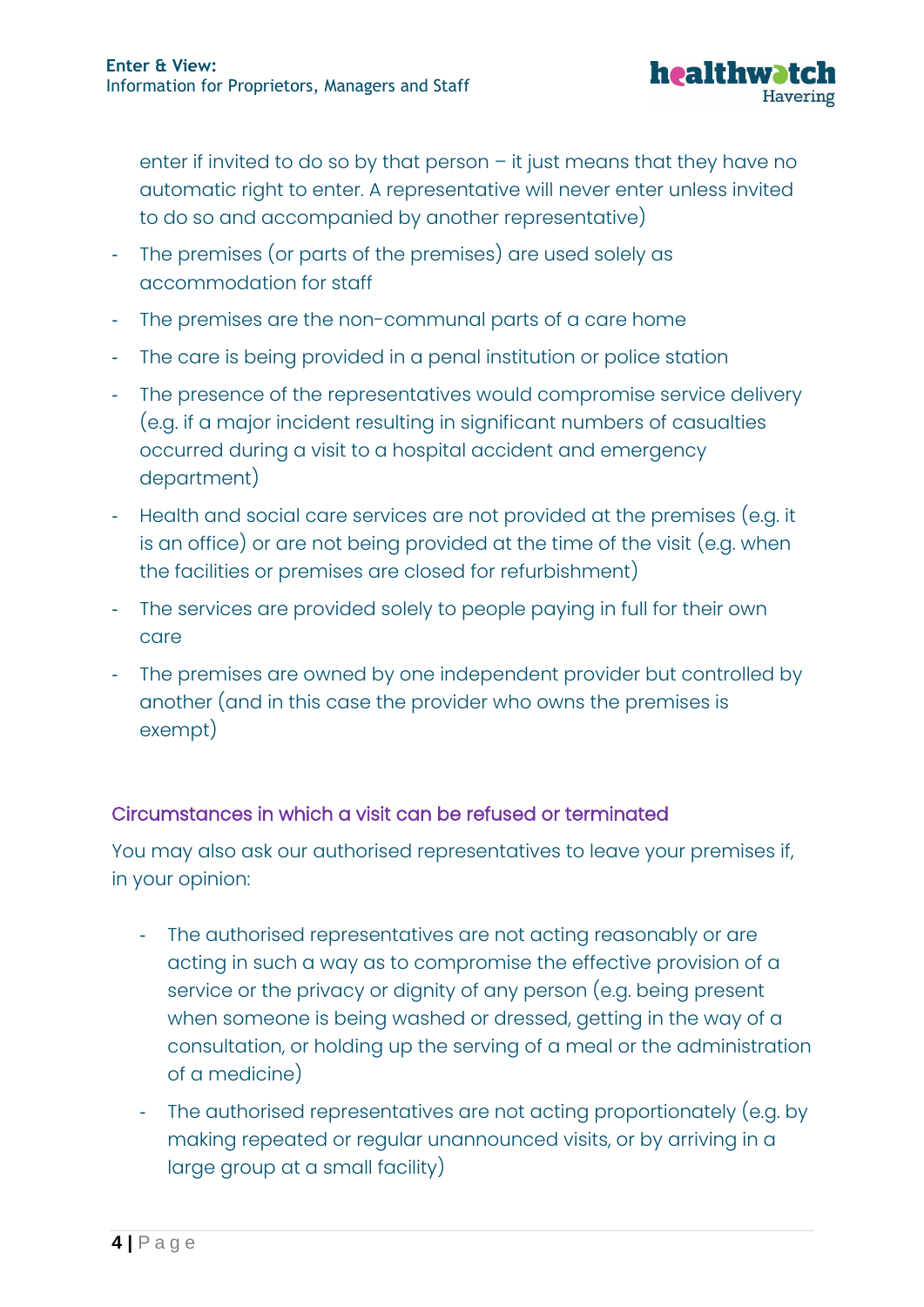enter if invited to do so by that person – it just means that they have no automatic right to enter. A representative will never enter unless invited to do so and accompanied by another representative)

- The premises (or parts of the premises) are used solely as accommodation for staff
- The premises are the non-communal parts of a care home
- The care is being provided in a penal institution or police station
- The presence of the representatives would compromise service delivery (e.g. if a major incident resulting in significant numbers of casualties occurred during a visit to a hospital accident and emergency department)
- Health and social care services are not provided at the premises (e.g. it is an office) or are not being provided at the time of the visit (e.g. when the facilities or premises are closed for refurbishment)
- The services are provided solely to people paying in full for their own care
- The premises are owned by one independent provider but controlled by another (and in this case the provider who owns the premises is exempt)

## Circumstances in which a visit can be refused or terminated

You may also ask our authorised representatives to leave your premises if, in your opinion:

- The authorised representatives are not acting reasonably or are acting in such a way as to compromise the effective provision of a service or the privacy or dignity of any person (e.g. being present when someone is being washed or dressed, getting in the way of a consultation, or holding up the serving of a meal or the administration of a medicine)
- The authorised representatives are not acting proportionately (e.g. by making repeated or regular unannounced visits, or by arriving in a large group at a small facility)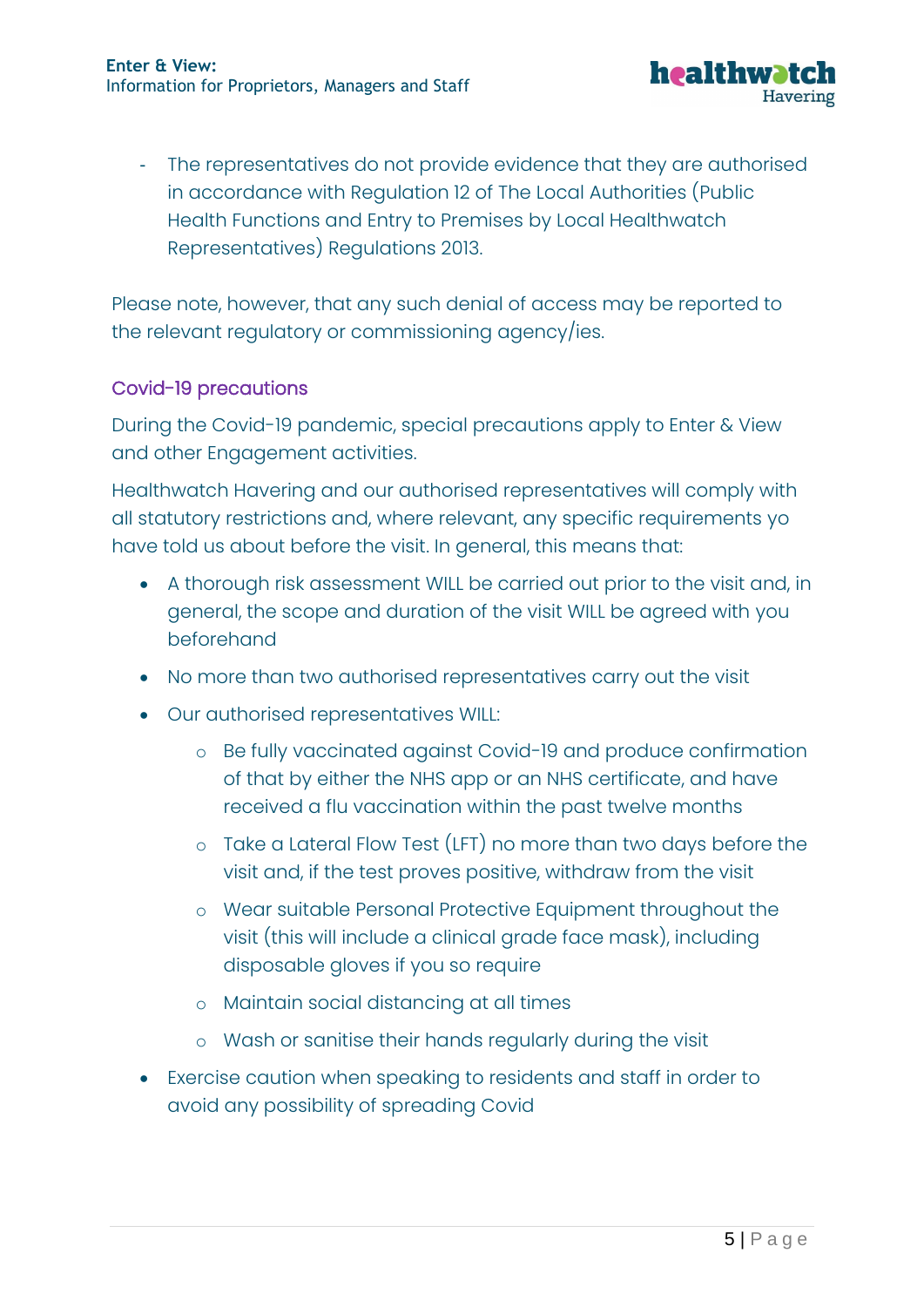- The representatives do not provide evidence that they are authorised in accordance with Regulation 12 of The Local Authorities (Public Health Functions and Entry to Premises by Local Healthwatch Representatives) Regulations 2013.

Please note, however, that any such denial of access may be reported to the relevant regulatory or commissioning agency/ies.

### Covid-19 precautions

During the Covid-19 pandemic, special precautions apply to Enter & View and other Engagement activities.

Healthwatch Havering and our authorised representatives will comply with all statutory restrictions and, where relevant, any specific requirements yo have told us about before the visit. In general, this means that:

- A thorough risk assessment WILL be carried out prior to the visit and, in general, the scope and duration of the visit WILL be agreed with you beforehand
- No more than two authorised representatives carry out the visit
- Our authorised representatives WILL:
    - Be fully vaccinated against Covid-19 and produce confirmation of that by either the NHS app or an NHS certificate, and have received a flu vaccination within the past twelve months
    - Take a Lateral Flow Test (LFT) no more than two days before the visit and, if the test proves positive, withdraw from the visit
    - Wear suitable Personal Protective Equipment throughout the visit (this will include a clinical grade face mask), including disposable gloves if you so require
    - Maintain social distancing at all times
    - Wash or sanitise their hands regularly during the visit
- Exercise caution when speaking to residents and staff in order to avoid any possibility of spreading Covid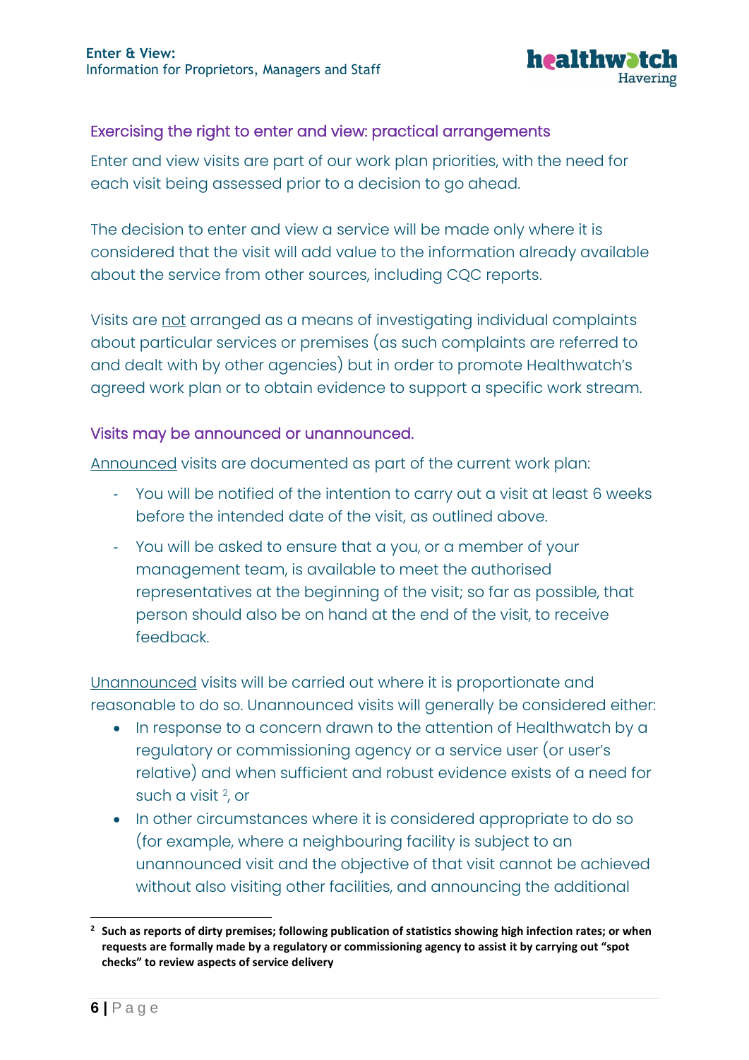## Exercising the right to enter and view: practical arrangements

Enter and view visits are part of our work plan priorities, with the need for each visit being assessed prior to a decision to go ahead.

The decision to enter and view a service will be made only where it is considered that the visit will add value to the information already available about the service from other sources, including CQC reports.

Visits are not arranged as a means of investigating individual complaints about particular services or premises (as such complaints are referred to and dealt with by other agencies) but in order to promote Healthwatch's agreed work plan or to obtain evidence to support a specific work stream.

## Visits may be announced or unannounced.

Announced visits are documented as part of the current work plan:

- You will be notified of the intention to carry out a visit at least 6 weeks before the intended date of the visit, as outlined above.
- You will be asked to ensure that a you, or a member of your management team, is available to meet the authorised representatives at the beginning of the visit; so far as possible, that person should also be on hand at the end of the visit, to receive feedback.

Unannounced visits will be carried out where it is proportionate and reasonable to do so. Unannounced visits will generally be considered either:

- In response to a concern drawn to the attention of Healthwatch by a regulatory or commissioning agency or a service user (or user's relative) and when sufficient and robust evidence exists of a need for such a visit [2], or
- In other circumstances where it is considered appropriate to do so (for example, where a neighbouring facility is subject to an unannounced visit and the objective of that visit cannot be achieved without also visiting other facilities, and announcing the additional

[2] **Such as reports of dirty premises; following publication of statistics showing high infection rates; or when requests are formally made by a regulatory or commissioning agency to assist it by carrying out "spot checks" to review aspects of service delivery**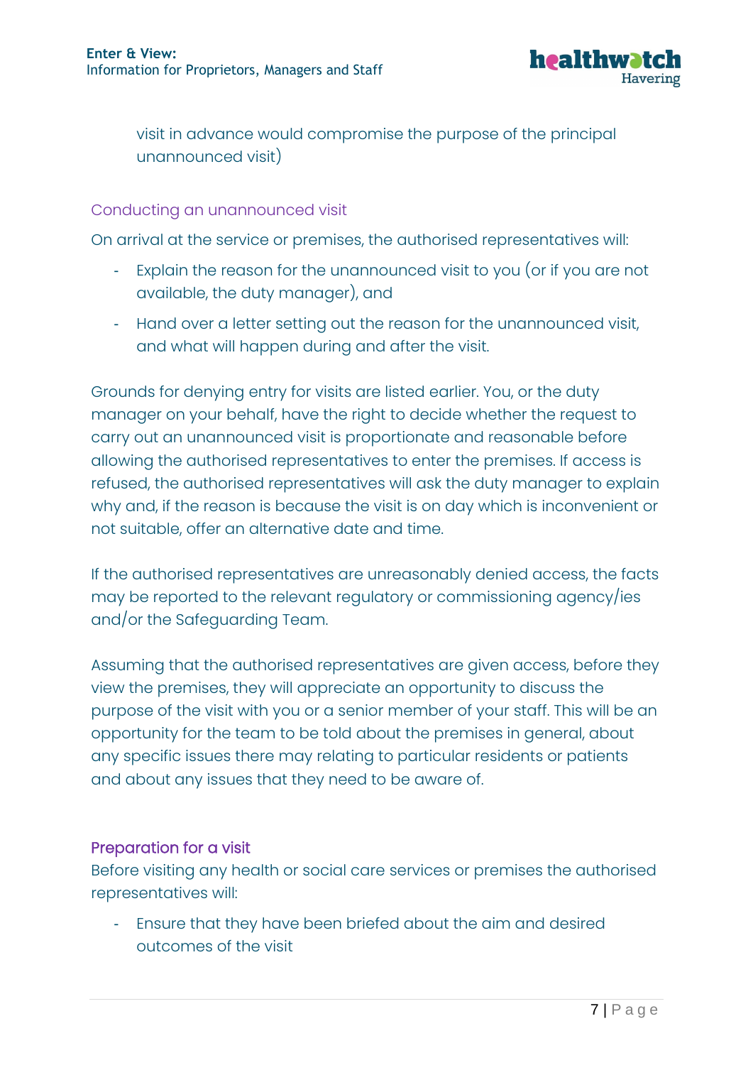visit in advance would compromise the purpose of the principal unannounced visit)

### Conducting an unannounced visit

On arrival at the service or premises, the authorised representatives will:

- Explain the reason for the unannounced visit to you (or if you are not available, the duty manager), and
- Hand over a letter setting out the reason for the unannounced visit, and what will happen during and after the visit.

Grounds for denying entry for visits are listed earlier. You, or the duty manager on your behalf, have the right to decide whether the request to carry out an unannounced visit is proportionate and reasonable before allowing the authorised representatives to enter the premises. If access is refused, the authorised representatives will ask the duty manager to explain why and, if the reason is because the visit is on day which is inconvenient or not suitable, offer an alternative date and time.

If the authorised representatives are unreasonably denied access, the facts may be reported to the relevant regulatory or commissioning agency/ies and/or the Safeguarding Team.

Assuming that the authorised representatives are given access, before they view the premises, they will appreciate an opportunity to discuss the purpose of the visit with you or a senior member of your staff. This will be an opportunity for the team to be told about the premises in general, about any specific issues there may relating to particular residents or patients and about any issues that they need to be aware of.

### Preparation for a visit

Before visiting any health or social care services or premises the authorised representatives will:

- Ensure that they have been briefed about the aim and desired outcomes of the visit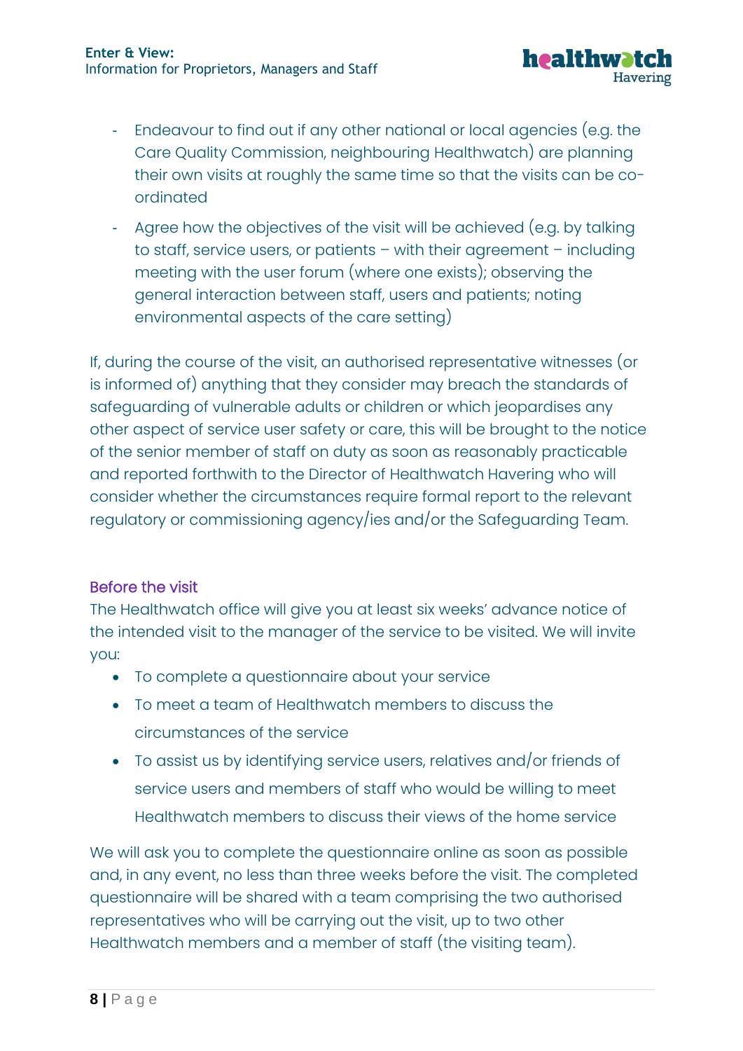- Endeavour to find out if any other national or local agencies (e.g. the Care Quality Commission, neighbouring Healthwatch) are planning their own visits at roughly the same time so that the visits can be co-ordinated
- Agree how the objectives of the visit will be achieved (e.g. by talking to staff, service users, or patients – with their agreement – including meeting with the user forum (where one exists); observing the general interaction between staff, users and patients; noting environmental aspects of the care setting)

If, during the course of the visit, an authorised representative witnesses (or is informed of) anything that they consider may breach the standards of safeguarding of vulnerable adults or children or which jeopardises any other aspect of service user safety or care, this will be brought to the notice of the senior member of staff on duty as soon as reasonably practicable and reported forthwith to the Director of Healthwatch Havering who will consider whether the circumstances require formal report to the relevant regulatory or commissioning agency/ies and/or the Safeguarding Team.

## Before the visit

The Healthwatch office will give you at least six weeks' advance notice of the intended visit to the manager of the service to be visited. We will invite you:

- To complete a questionnaire about your service
- To meet a team of Healthwatch members to discuss the circumstances of the service
- To assist us by identifying service users, relatives and/or friends of service users and members of staff who would be willing to meet Healthwatch members to discuss their views of the home service

We will ask you to complete the questionnaire online as soon as possible and, in any event, no less than three weeks before the visit. The completed questionnaire will be shared with a team comprising the two authorised representatives who will be carrying out the visit, up to two other Healthwatch members and a member of staff (the visiting team).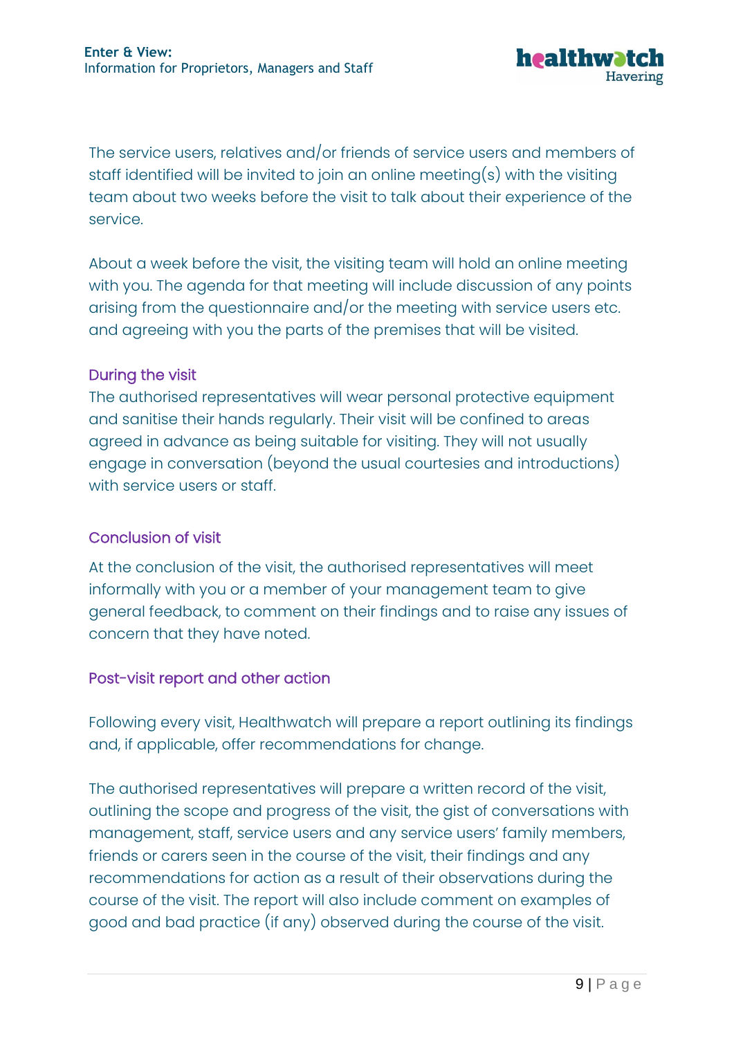The service users, relatives and/or friends of service users and members of staff identified will be invited to join an online meeting(s) with the visiting team about two weeks before the visit to talk about their experience of the service.

About a week before the visit, the visiting team will hold an online meeting with you. The agenda for that meeting will include discussion of any points arising from the questionnaire and/or the meeting with service users etc. and agreeing with you the parts of the premises that will be visited.

### During the visit

The authorised representatives will wear personal protective equipment and sanitise their hands regularly. Their visit will be confined to areas agreed in advance as being suitable for visiting. They will not usually engage in conversation (beyond the usual courtesies and introductions) with service users or staff.

### Conclusion of visit

At the conclusion of the visit, the authorised representatives will meet informally with you or a member of your management team to give general feedback, to comment on their findings and to raise any issues of concern that they have noted.

### Post-visit report and other action

Following every visit, Healthwatch will prepare a report outlining its findings and, if applicable, offer recommendations for change.

The authorised representatives will prepare a written record of the visit, outlining the scope and progress of the visit, the gist of conversations with management, staff, service users and any service users' family members, friends or carers seen in the course of the visit, their findings and any recommendations for action as a result of their observations during the course of the visit. The report will also include comment on examples of good and bad practice (if any) observed during the course of the visit.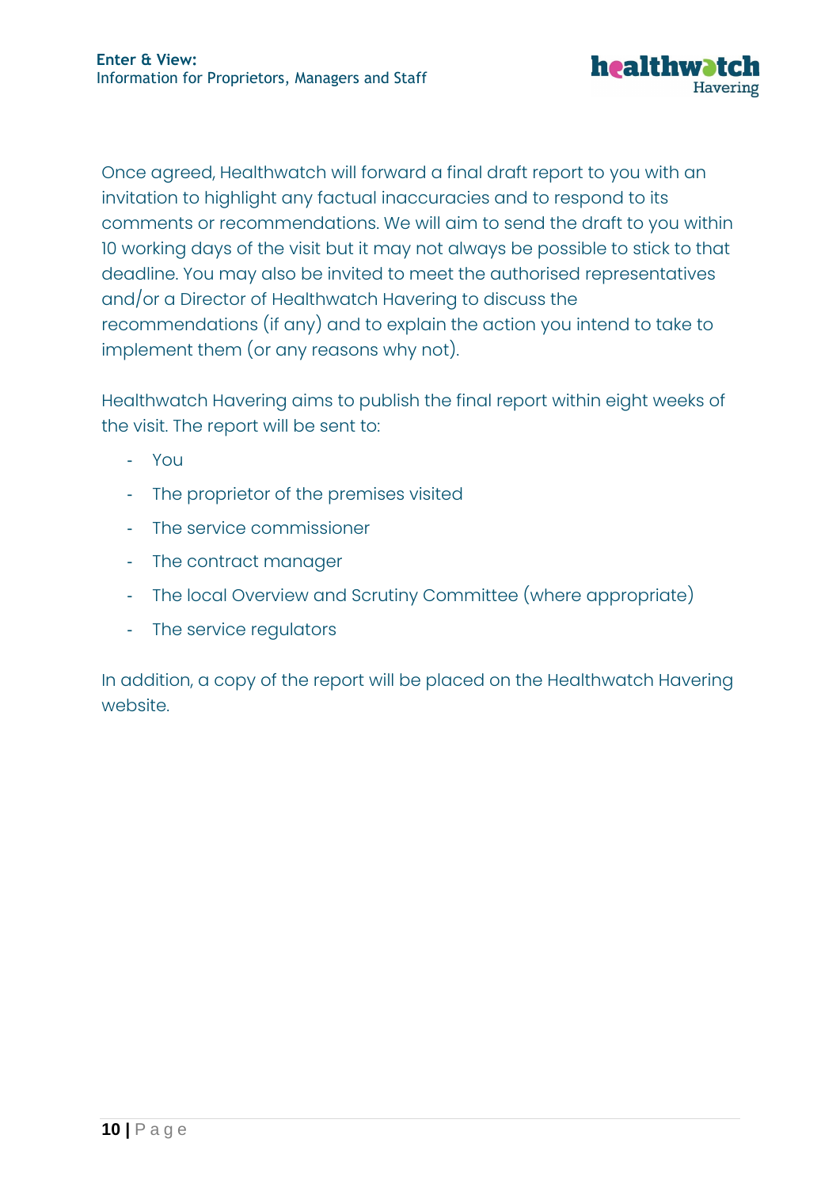Once agreed, Healthwatch will forward a final draft report to you with an invitation to highlight any factual inaccuracies and to respond to its comments or recommendations. We will aim to send the draft to you within 10 working days of the visit but it may not always be possible to stick to that deadline. You may also be invited to meet the authorised representatives and/or a Director of Healthwatch Havering to discuss the recommendations (if any) and to explain the action you intend to take to implement them (or any reasons why not).

Healthwatch Havering aims to publish the final report within eight weeks of the visit. The report will be sent to:

- You
- The proprietor of the premises visited
- The service commissioner
- The contract manager
- The local Overview and Scrutiny Committee (where appropriate)
- The service regulators

In addition, a copy of the report will be placed on the Healthwatch Havering website.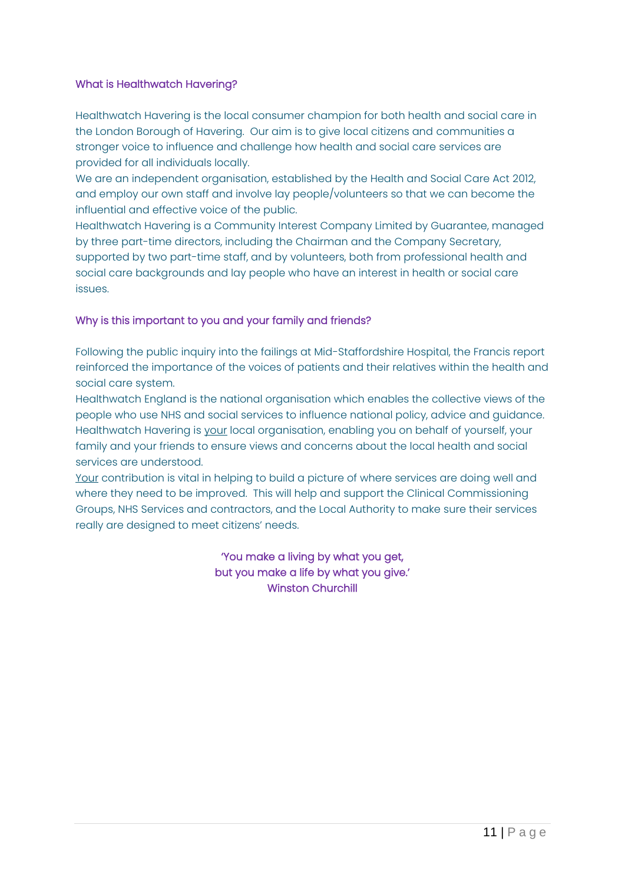## What is Healthwatch Havering?

Healthwatch Havering is the local consumer champion for both health and social care in the London Borough of Havering. Our aim is to give local citizens and communities a stronger voice to influence and challenge how health and social care services are provided for all individuals locally.

We are an independent organisation, established by the Health and Social Care Act 2012, and employ our own staff and involve lay people/volunteers so that we can become the influential and effective voice of the public.

Healthwatch Havering is a Community Interest Company Limited by Guarantee, managed by three part-time directors, including the Chairman and the Company Secretary, supported by two part-time staff, and by volunteers, both from professional health and social care backgrounds and lay people who have an interest in health or social care issues.

## Why is this important to you and your family and friends?

Following the public inquiry into the failings at Mid-Staffordshire Hospital, the Francis report reinforced the importance of the voices of patients and their relatives within the health and social care system.

Healthwatch England is the national organisation which enables the collective views of the people who use NHS and social services to influence national policy, advice and guidance.

Healthwatch Havering is <u>your</u> local organisation, enabling you on behalf of yourself, your family and your friends to ensure views and concerns about the local health and social services are understood.

<u>Your</u> contribution is vital in helping to build a picture of where services are doing well and where they need to be improved. This will help and support the Clinical Commissioning Groups, NHS Services and contractors, and the Local Authority to make sure their services really are designed to meet citizens' needs.

'You make a living by what you get,
but you make a life by what you give.'
Winston Churchill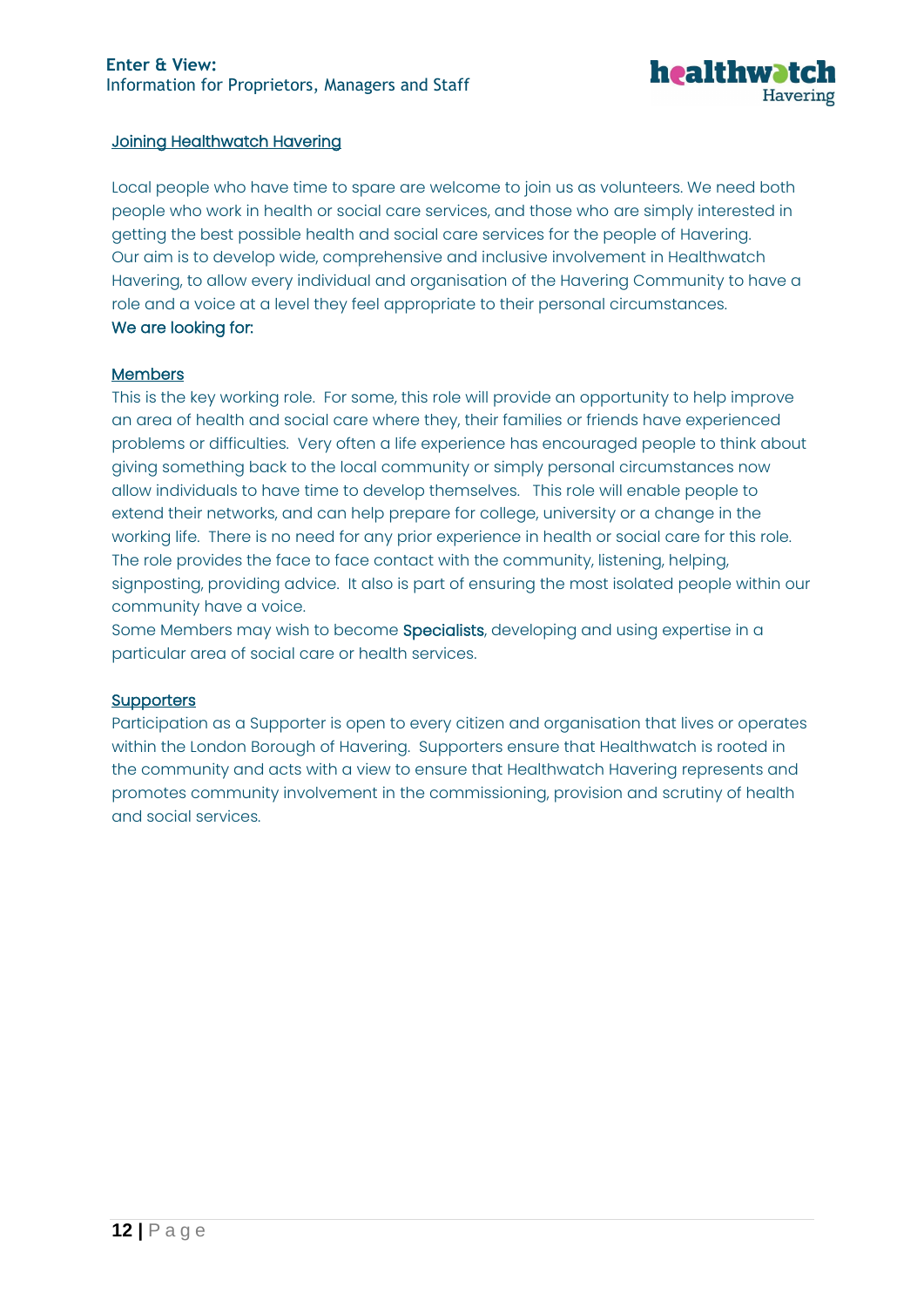## Joining Healthwatch Havering

Local people who have time to spare are welcome to join us as volunteers. We need both people who work in health or social care services, and those who are simply interested in getting the best possible health and social care services for the people of Havering. Our aim is to develop wide, comprehensive and inclusive involvement in Healthwatch Havering, to allow every individual and organisation of the Havering Community to have a role and a voice at a level they feel appropriate to their personal circumstances.

We are looking for:

### Members

This is the key working role. For some, this role will provide an opportunity to help improve an area of health and social care where they, their families or friends have experienced problems or difficulties. Very often a life experience has encouraged people to think about giving something back to the local community or simply personal circumstances now allow individuals to have time to develop themselves. This role will enable people to extend their networks, and can help prepare for college, university or a change in the working life. There is no need for any prior experience in health or social care for this role. The role provides the face to face contact with the community, listening, helping, signposting, providing advice. It also is part of ensuring the most isolated people within our community have a voice.

Some Members may wish to become **Specialists**, developing and using expertise in a particular area of social care or health services.

### Supporters

Participation as a Supporter is open to every citizen and organisation that lives or operates within the London Borough of Havering. Supporters ensure that Healthwatch is rooted in the community and acts with a view to ensure that Healthwatch Havering represents and promotes community involvement in the commissioning, provision and scrutiny of health and social services.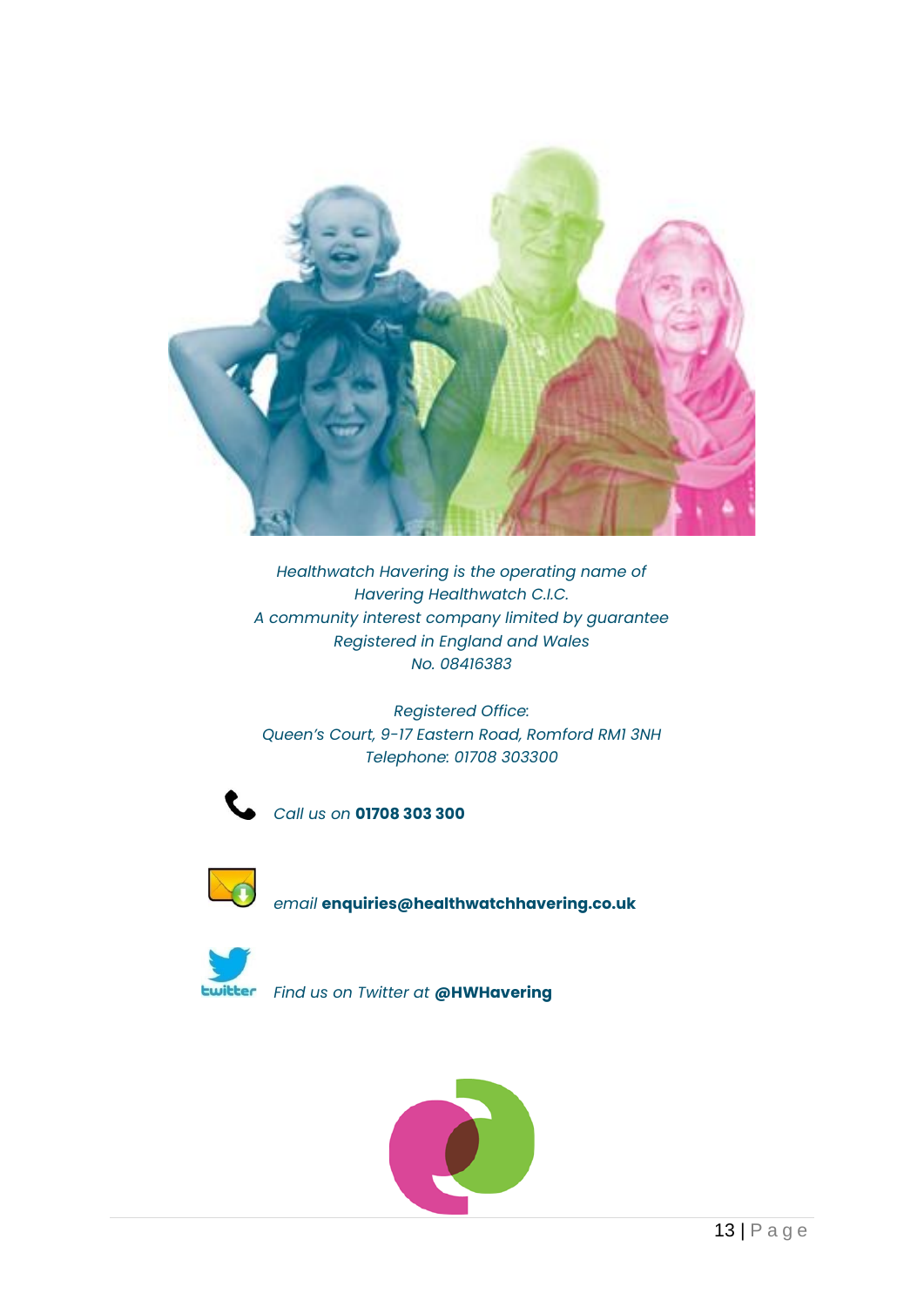*Healthwatch Havering is the operating name of*
*Havering Healthwatch C.I.C.*
*A community interest company limited by guarantee*
*Registered in England and Wales*
*No. 08416383*

*Registered Office:*
*Queen's Court, 9-17 Eastern Road, Romford RM1 3NH*
*Telephone: 01708 303300*

*Call us on* **01708 303 300**

*email* **enquiries@healthwatchhavering.co.uk**

twitter *Find us on Twitter at* **@HWHavering**